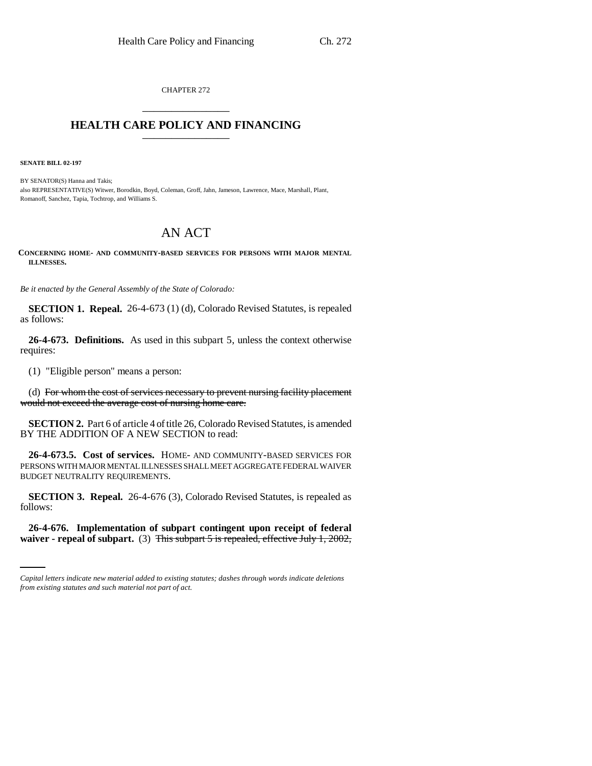CHAPTER 272

# HEALTH CARE POLICY AND FINANCING

**SENATE BILL 02-197**

BY SENATOR(S) Hanna and Takis;
also REPRESENTATIVE(S) Witwer, Borodkin, Boyd, Coleman, Groff, Jahn, Jameson, Lawrence, Mace, Marshall, Plant, Romanoff, Sanchez, Tapia, Tochtrop, and Williams S.

## AN ACT

**CONCERNING HOME- AND COMMUNITY-BASED SERVICES FOR PERSONS WITH MAJOR MENTAL ILLNESSES.**

*Be it enacted by the General Assembly of the State of Colorado:*

**SECTION 1. Repeal.** 26-4-673 (1) (d), Colorado Revised Statutes, is repealed as follows:

**26-4-673. Definitions.** As used in this subpart 5, unless the context otherwise requires:

(1) "Eligible person" means a person:

(d) ~~For whom the cost of services necessary to prevent nursing facility placement would not exceed the average cost of nursing home care.~~

**SECTION 2.** Part 6 of article 4 of title 26, Colorado Revised Statutes, is amended BY THE ADDITION OF A NEW SECTION to read:

**26-4-673.5. Cost of services.** HOME- AND COMMUNITY-BASED SERVICES FOR PERSONS WITH MAJOR MENTAL ILLNESSES SHALL MEET AGGREGATE FEDERAL WAIVER BUDGET NEUTRALITY REQUIREMENTS.

**SECTION 3. Repeal.** 26-4-676 (3), Colorado Revised Statutes, is repealed as follows:

**26-4-676. Implementation of subpart contingent upon receipt of federal waiver - repeal of subpart.** (3) ~~This subpart 5 is repealed, effective July 1, 2002,~~

*Capital letters indicate new material added to existing statutes; dashes through words indicate deletions from existing statutes and such material not part of act.*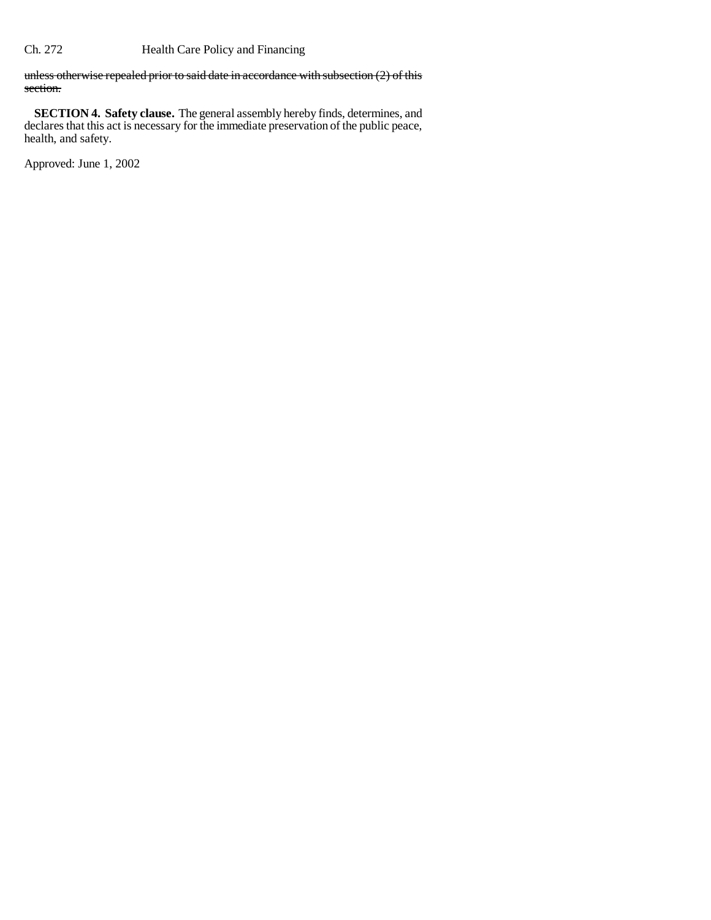~~unless otherwise repealed prior to said date in accordance with subsection (2) of this section.~~

**SECTION 4. Safety clause.** The general assembly hereby finds, determines, and declares that this act is necessary for the immediate preservation of the public peace, health, and safety.

Approved: June 1, 2002